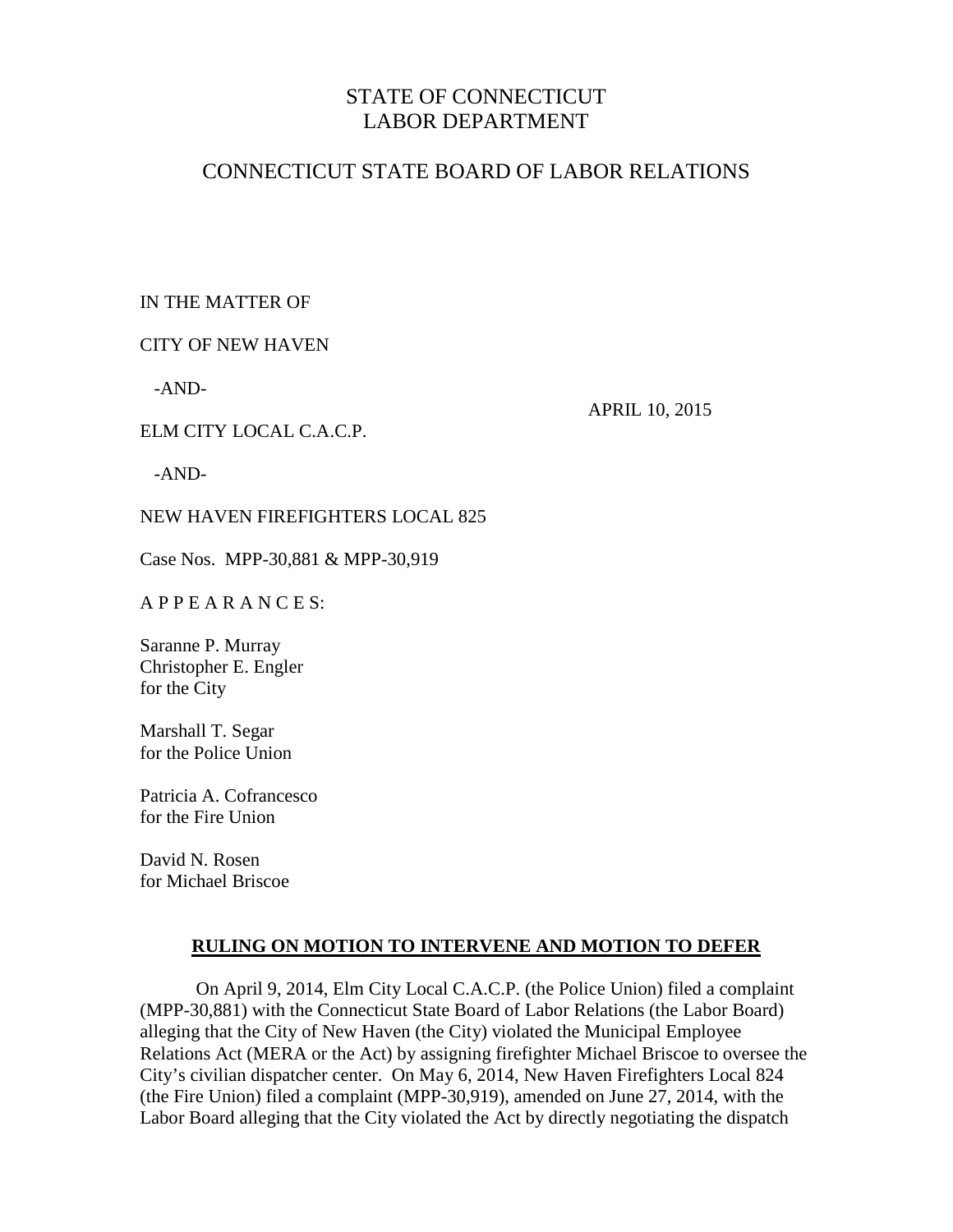# STATE OF CONNECTICUT
# LABOR DEPARTMENT

## CONNECTICUT STATE BOARD OF LABOR RELATIONS

IN THE MATTER OF

CITY OF NEW HAVEN

-AND-

APRIL 10, 2015

ELM CITY LOCAL C.A.C.P.

-AND-

NEW HAVEN FIREFIGHTERS LOCAL 825

Case Nos. MPP-30,881 & MPP-30,919

A P P E A R A N C E S:

Saranne P. Murray
Christopher E. Engler
for the City

Marshall T. Segar
for the Police Union

Patricia A. Cofrancesco
for the Fire Union

David N. Rosen
for Michael Briscoe

### RULING ON MOTION TO INTERVENE AND MOTION TO DEFER

On April 9, 2014, Elm City Local C.A.C.P. (the Police Union) filed a complaint (MPP-30,881) with the Connecticut State Board of Labor Relations (the Labor Board) alleging that the City of New Haven (the City) violated the Municipal Employee Relations Act (MERA or the Act) by assigning firefighter Michael Briscoe to oversee the City's civilian dispatcher center. On May 6, 2014, New Haven Firefighters Local 824 (the Fire Union) filed a complaint (MPP-30,919), amended on June 27, 2014, with the Labor Board alleging that the City violated the Act by directly negotiating the dispatch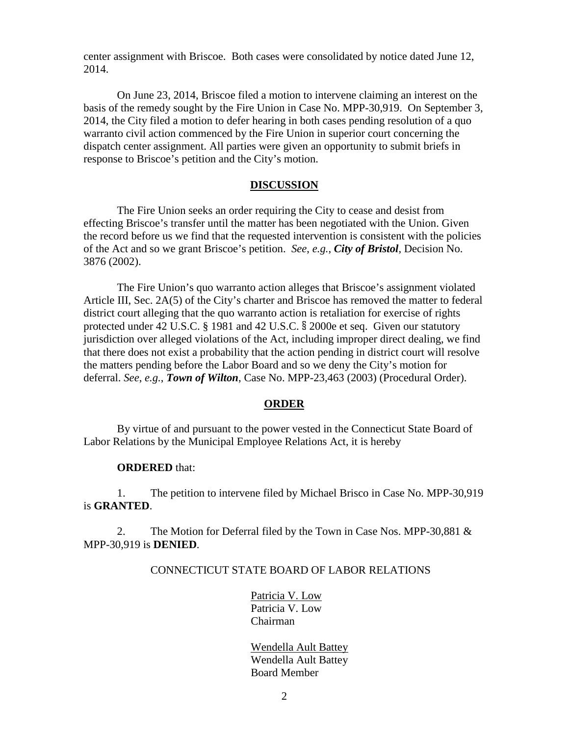center assignment with Briscoe. Both cases were consolidated by notice dated June 12, 2014.

On June 23, 2014, Briscoe filed a motion to intervene claiming an interest on the basis of the remedy sought by the Fire Union in Case No. MPP-30,919. On September 3, 2014, the City filed a motion to defer hearing in both cases pending resolution of a quo warranto civil action commenced by the Fire Union in superior court concerning the dispatch center assignment. All parties were given an opportunity to submit briefs in response to Briscoe's petition and the City's motion.

## DISCUSSION

The Fire Union seeks an order requiring the City to cease and desist from effecting Briscoe's transfer until the matter has been negotiated with the Union. Given the record before us we find that the requested intervention is consistent with the policies of the Act and so we grant Briscoe's petition. *See, e.g.*, ***City of Bristol***, Decision No. 3876 (2002).

The Fire Union's quo warranto action alleges that Briscoe's assignment violated Article III, Sec. 2A(5) of the City's charter and Briscoe has removed the matter to federal district court alleging that the quo warranto action is retaliation for exercise of rights protected under 42 U.S.C. § 1981 and 42 U.S.C. § 2000e et seq. Given our statutory jurisdiction over alleged violations of the Act, including improper direct dealing, we find that there does not exist a probability that the action pending in district court will resolve the matters pending before the Labor Board and so we deny the City's motion for deferral. *See*, *e.g.*, ***Town of Wilton***, Case No. MPP-23,463 (2003) (Procedural Order).

## ORDER

By virtue of and pursuant to the power vested in the Connecticut State Board of Labor Relations by the Municipal Employee Relations Act, it is hereby

**ORDERED** that:

1. The petition to intervene filed by Michael Brisco in Case No. MPP-30,919 is **GRANTED**.

2. The Motion for Deferral filed by the Town in Case Nos. MPP-30,881 & MPP-30,919 is **DENIED**.

CONNECTICUT STATE BOARD OF LABOR RELATIONS

Patricia V. Low
Patricia V. Low
Chairman

Wendella Ault Battey
Wendella Ault Battey
Board Member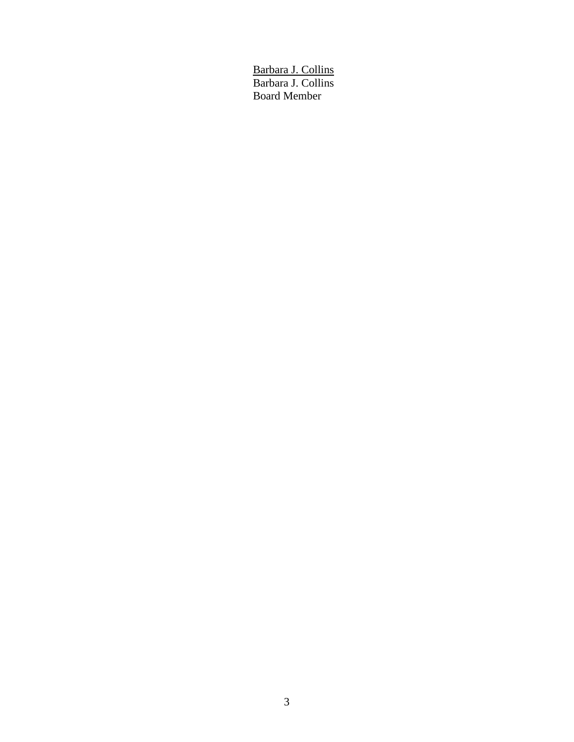<u>Barbara J. Collins</u>
Barbara J. Collins
Board Member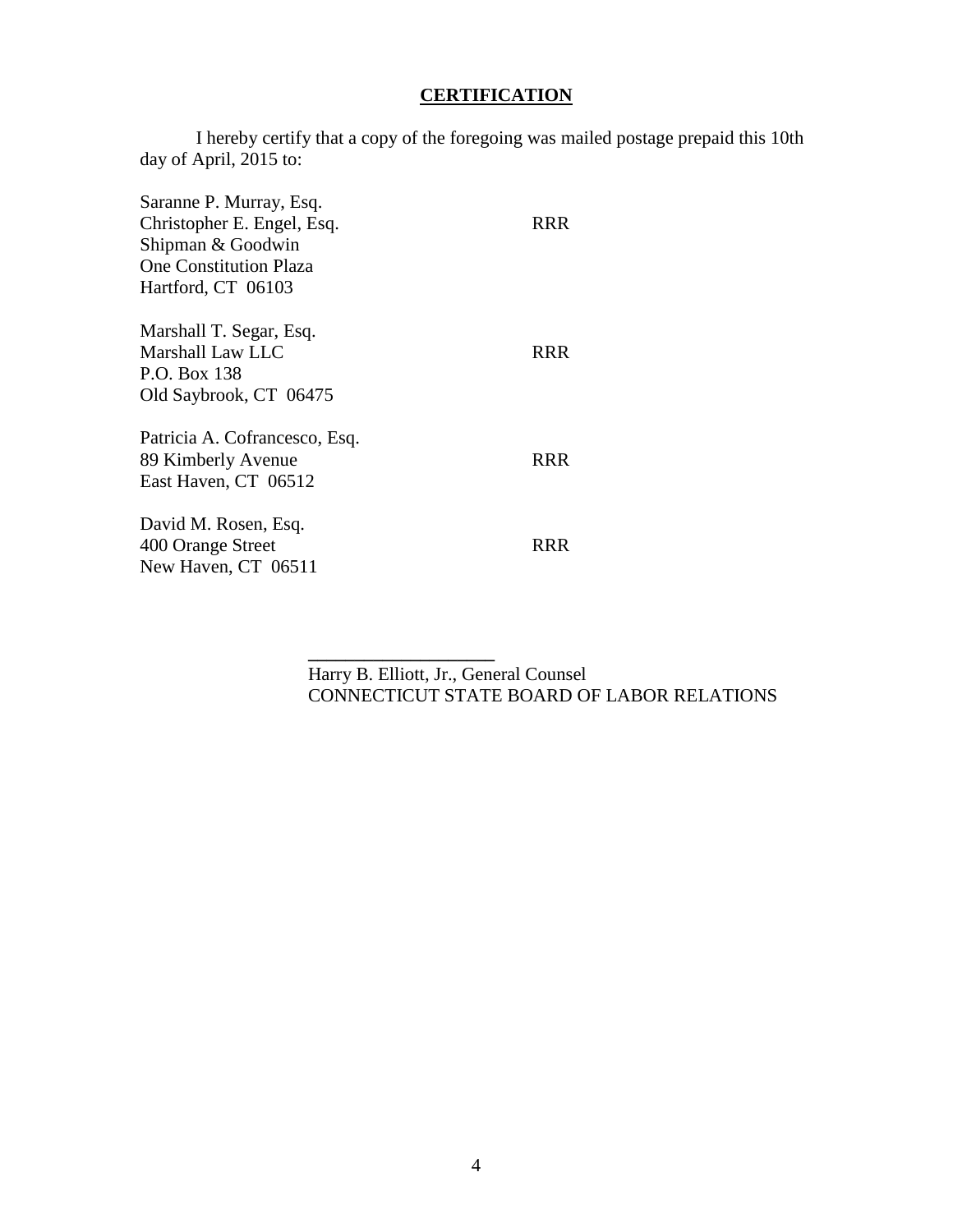**CERTIFICATION**

I hereby certify that a copy of the foregoing was mailed postage prepaid this 10th day of April, 2015 to:

Saranne P. Murray, Esq.
Christopher E. Engel, Esq. RRR
Shipman & Goodwin
One Constitution Plaza
Hartford, CT 06103

Marshall T. Segar, Esq.
Marshall Law LLC RRR
P.O. Box 138
Old Saybrook, CT 06475

Patricia A. Cofrancesco, Esq.
89 Kimberly Avenue RRR
East Haven, CT 06512

David M. Rosen, Esq.
400 Orange Street RRR
New Haven, CT 06511

____________________
Harry B. Elliott, Jr., General Counsel
CONNECTICUT STATE BOARD OF LABOR RELATIONS